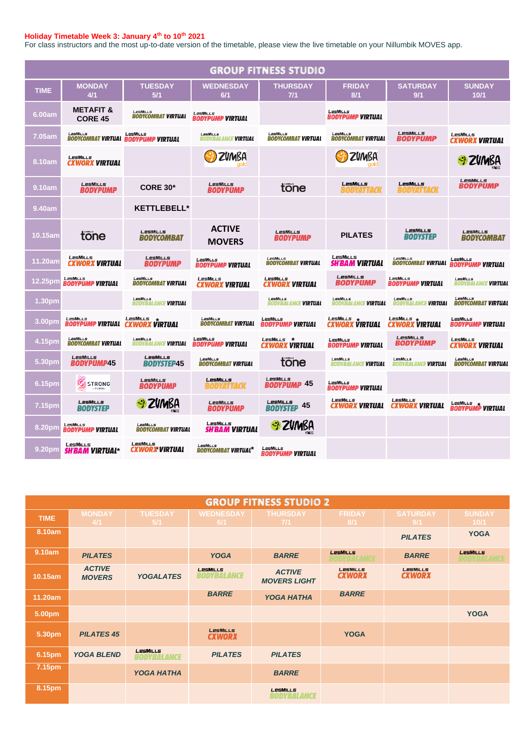**Holiday Timetable Week 3: January 4th to 10th 2021**
For class instructors and the most up-to-date version of the timetable, please view the live timetable on your Nillumbik MOVES app.

## GROUP FITNESS STUDIO

| TIME | MONDAY 4/1 | TUESDAY 5/1 | WEDNESDAY 6/1 | THURSDAY 7/1 | FRIDAY 8/1 | SATURDAY 9/1 | SUNDAY 10/1 |
|---|---|---|---|---|---|---|---|
| 6.00am | METAFIT & CORE 45 | LesMills BODYCOMBAT VIRTUAL | LesMills BODYPUMP VIRTUAL | | LesMills BODYPUMP VIRTUAL | | |
| 7.05am | LesMills BODYCOMBAT VIRTUAL | LesMills BODYPUMP VIRTUAL | LesMills BODYBALANCE VIRTUAL | LesMills BODYCOMBAT VIRTUAL | LesMills BODYCOMBAT VIRTUAL | LesMills BODYPUMP | LesMills CXWORX VIRTUAL |
| 8.10am | LesMills CXWORX VIRTUAL | | ZUMBA gold | | ZUMBA gold | | ZUMBA FITNESS |
| 9.10am | LesMills BODYPUMP | CORE 30* | LesMills BODYPUMP | tone | LesMills BODYATTACK | LesMills BODYATTACK | LesMills BODYPUMP |
| 9.40am | | KETTLEBELL* | | | | | |
| 10.15am | tone | LesMills BODYCOMBAT | ACTIVE MOVERS | LesMills BODYPUMP | PILATES | LesMills BODYSTEP | LesMills BODYCOMBAT |
| 11.20am | LesMills CXWORX VIRTUAL | LesMills BODYPUMP | LesMills BODYPUMP VIRTUAL | LesMills BODYCOMBAT VIRTUAL | LesMills SH'BAM VIRTUAL | LesMills BODYCOMBAT VIRTUAL | LesMills BODYPUMP VIRTUAL |
| 12.25pm | LesMills BODYPUMP VIRTUAL | LesMills BODYCOMBAT VIRTUAL | LesMills CXWORX VIRTUAL | LesMills CXWORX VIRTUAL | LesMills BODYPUMP | LesMills BODYPUMP VIRTUAL | LesMills BODYBALANCE VIRTUAL |
| 1.30pm | | LesMills BODYBALANCE VIRTUAL | | LesMills BODYBALANCE VIRTUAL | LesMills BODYBALANCE VIRTUAL | LesMills BODYBALANCE VIRTUAL | LesMills BODYCOMBAT VIRTUAL |
| 3.00pm | LesMills BODYPUMP VIRTUAL | LesMills * CXWORX VIRTUAL | LesMills BODYCOMBAT VIRTUAL | LesMills BODYPUMP VIRTUAL | LesMills * CXWORX VIRTUAL | LesMills * CXWORX VIRTUAL | LesMills BODYPUMP VIRTUAL |
| 4.15pm | LesMills BODYCOMBAT VIRTUAL | LesMills BODYBALANCE VIRTUAL | LesMills BODYPUMP VIRTUAL | LesMills * CXWORX VIRTUAL | LesMills BODYPUMP VIRTUAL | LesMills * BODYPUMP | LesMills CXWORX VIRTUAL |
| 5.30pm | LesMills BODYPUMP45 | LesMills BODYSTEP45 | LesMills BODYCOMBAT VIRTUAL | tone | LesMills BODYBALANCE VIRTUAL | LesMills BODYBALANCE VIRTUAL | LesMills BODYCOMBAT VIRTUAL |
| 6.15pm | STRONG by ZUMBA | LesMills BODYPUMP | LesMills BODYATTACK | LesMills BODYPUMP 45 | LesMills BODYPUMP VIRTUAL | | |
| 7.15pm | LesMills BODYSTEP | ZUMBA FITNESS | LesMills BODYPUMP | LesMills BODYSTEP 45 | LesMills CXWORX VIRTUAL | LesMills CXWORX VIRTUAL | LesMills * BODYPUMP VIRTUAL |
| 8.20pm | LesMills BODYPUMP VIRTUAL | LesMills BODYCOMBAT VIRTUAL | LesMills SH'BAM VIRTUAL | ZUMBA FITNESS | | | |
| 9.20pm | LesMills SH'BAM VIRTUAL* | LesMills CXWORX* VIRTUAL | LesMills BODYCOMBAT VIRTUAL* | LesMills BODYPUMP VIRTUAL | | | |

## GROUP FITNESS STUDIO 2

| TIME | MONDAY 4/1 | TUESDAY 5/1 | WEDNESDAY 6/1 | THURSDAY 7/1 | FRIDAY 8/1 | SATURDAY 9/1 | SUNDAY 10/1 |
|---|---|---|---|---|---|---|---|
| 8.10am | | | | | | PILATES | YOGA |
| 9.10am | PILATES | | YOGA | BARRE | LesMills BODYBALANCE | BARRE | LesMills BODYBALANCE |
| 10.15am | ACTIVE MOVERS | YOGALATES | LesMills BODYBALANCE | ACTIVE MOVERS LIGHT | LesMills CXWORX | LesMills CXWORX | |
| 11.20am | | | BARRE | YOGA HATHA | BARRE | | |
| 5.00pm | | | | | | | YOGA |
| 5.30pm | PILATES 45 | | LesMills CXWORX | | YOGA | | |
| 6.15pm | YOGA BLEND | LesMills BODYBALANCE | PILATES | PILATES | | | |
| 7.15pm | | YOGA HATHA | | BARRE | | | |
| 8.15pm | | | | LesMills BODYBALANCE | | | |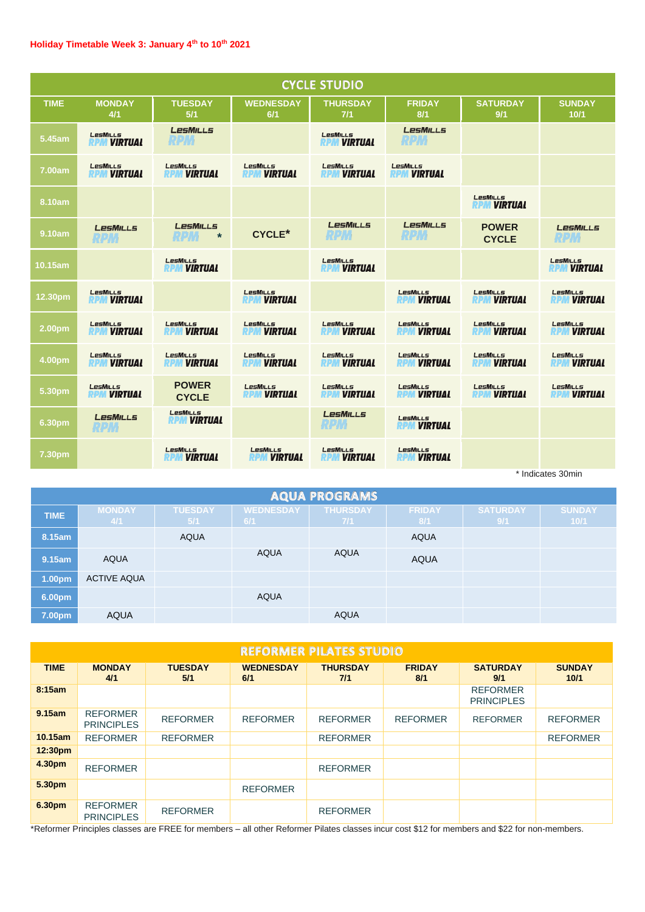**Holiday Timetable Week 3: January 4th to 10th 2021**

| CYCLE STUDIO | | | | | | | |
|---|---|---|---|---|---|---|---|
| TIME | MONDAY 4/1 | TUESDAY 5/1 | WEDNESDAY 6/1 | THURSDAY 7/1 | FRIDAY 8/1 | SATURDAY 9/1 | SUNDAY 10/1 |
| 5.45am | LesMills RPM VIRTUAL | LesMills RPM | | LesMills RPM VIRTUAL | LesMills RPM | | |
| 7.00am | LesMills RPM VIRTUAL | LesMills RPM VIRTUAL | LesMills RPM VIRTUAL | LesMills RPM VIRTUAL | LesMills RPM VIRTUAL | | |
| 8.10am | | | | | | LesMills RPM VIRTUAL | |
| 9.10am | LesMills RPM | LesMills RPM * | CYCLE* | LesMills RPM | LesMills RPM | POWER CYCLE | LesMills RPM |
| 10.15am | | LesMills RPM VIRTUAL | | LesMills RPM VIRTUAL | | | LesMills RPM VIRTUAL |
| 12.30pm | LesMills RPM VIRTUAL | | LesMills RPM VIRTUAL | | LesMills RPM VIRTUAL | LesMills RPM VIRTUAL | LesMills RPM VIRTUAL |
| 2.00pm | LesMills RPM VIRTUAL | LesMills RPM VIRTUAL | LesMills RPM VIRTUAL | LesMills RPM VIRTUAL | LesMills RPM VIRTUAL | LesMills RPM VIRTUAL | LesMills RPM VIRTUAL |
| 4.00pm | LesMills RPM VIRTUAL | LesMills RPM VIRTUAL | LesMills RPM VIRTUAL | LesMills RPM VIRTUAL | LesMills RPM VIRTUAL | LesMills RPM VIRTUAL | LesMills RPM VIRTUAL |
| 5.30pm | LesMills RPM VIRTUAL | POWER CYCLE | LesMills RPM VIRTUAL | LesMills RPM VIRTUAL | LesMills RPM VIRTUAL | LesMills RPM VIRTUAL | LesMills RPM VIRTUAL |
| 6.30pm | LesMills RPM | LesMills RPM VIRTUAL | | LesMills RPM | LesMills RPM VIRTUAL | | |
| 7.30pm | | LesMills RPM VIRTUAL | LesMills RPM VIRTUAL | LesMills RPM VIRTUAL | LesMills RPM VIRTUAL | | |

\* Indicates 30min

| AQUA PROGRAMS | | | | | | | |
|---|---|---|---|---|---|---|---|
| TIME | MONDAY 4/1 | TUESDAY 5/1 | WEDNESDAY 6/1 | THURSDAY 7/1 | FRIDAY 8/1 | SATURDAY 9/1 | SUNDAY 10/1 |
| 8.15am | | AQUA | | | AQUA | | |
| 9.15am | AQUA | | AQUA | AQUA | AQUA | | |
| 1.00pm | ACTIVE AQUA | | | | | | |
| 6.00pm | | | AQUA | | | | |
| 7.00pm | AQUA | | | AQUA | | | |

| REFORMER PILATES STUDIO | | | | | | | |
|---|---|---|---|---|---|---|---|
| TIME | MONDAY 4/1 | TUESDAY 5/1 | WEDNESDAY 6/1 | THURSDAY 7/1 | FRIDAY 8/1 | SATURDAY 9/1 | SUNDAY 10/1 |
| 8:15am | | | | | | REFORMER PRINCIPLES | |
| 9.15am | REFORMER PRINCIPLES | REFORMER | REFORMER | REFORMER | REFORMER | REFORMER | REFORMER |
| 10.15am | REFORMER | REFORMER | | REFORMER | | | REFORMER |
| 12:30pm | | | | | | | |
| 4.30pm | REFORMER | | | REFORMER | | | |
| 5.30pm | | | REFORMER | | | | |
| 6.30pm | REFORMER PRINCIPLES | REFORMER | | REFORMER | | | |

*Reformer Principles classes are FREE for members – all other Reformer Pilates classes incur cost $12 for members and $22 for non-members.